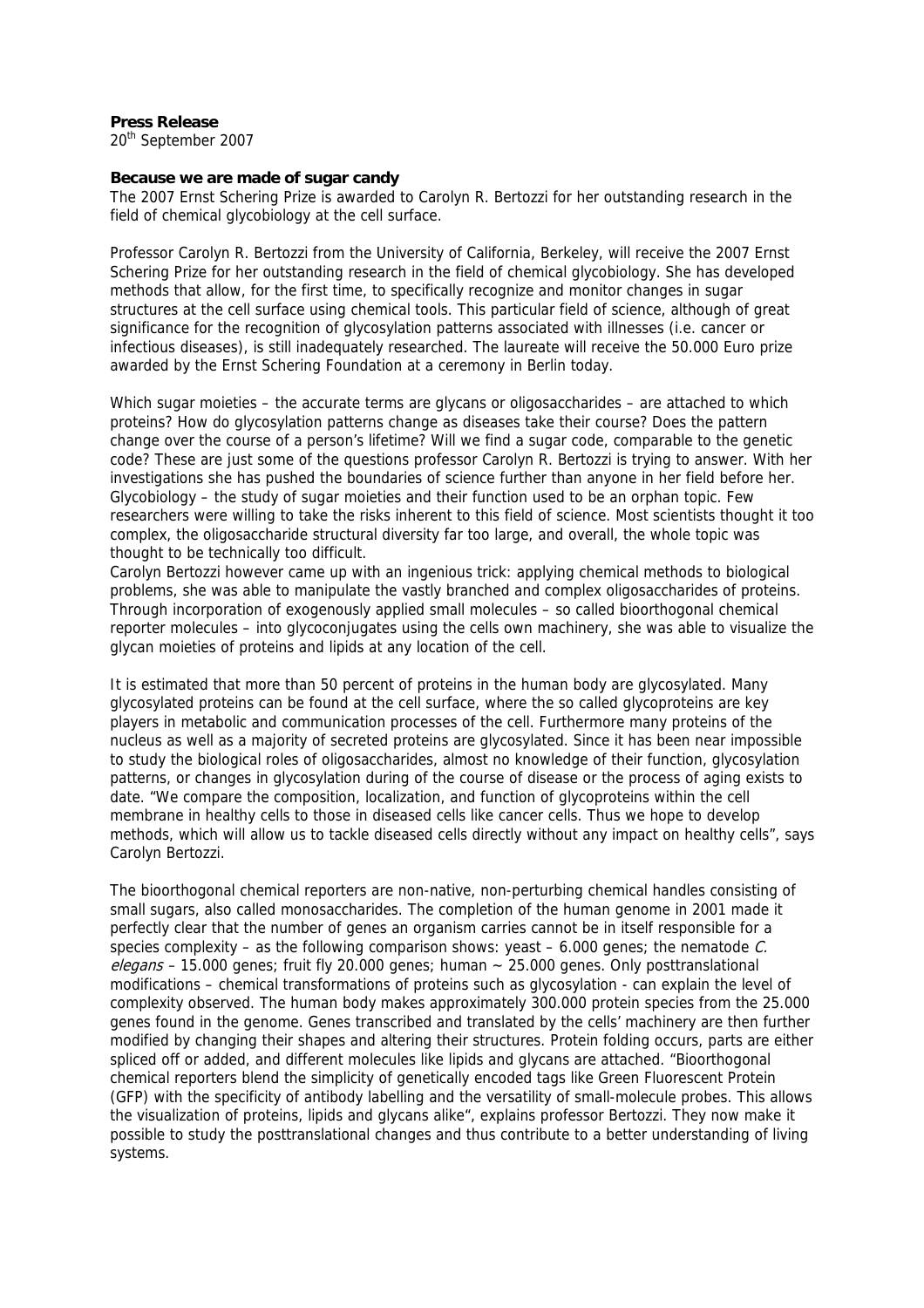**Press Release**
20th September 2007

**Because we are made of sugar candy**
The 2007 Ernst Schering Prize is awarded to Carolyn R. Bertozzi for her outstanding research in the field of chemical glycobiology at the cell surface.

Professor Carolyn R. Bertozzi from the University of California, Berkeley, will receive the 2007 Ernst Schering Prize for her outstanding research in the field of chemical glycobiology. She has developed methods that allow, for the first time, to specifically recognize and monitor changes in sugar structures at the cell surface using chemical tools. This particular field of science, although of great significance for the recognition of glycosylation patterns associated with illnesses (i.e. cancer or infectious diseases), is still inadequately researched. The laureate will receive the 50.000 Euro prize awarded by the Ernst Schering Foundation at a ceremony in Berlin today.

Which sugar moieties – the accurate terms are glycans or oligosaccharides – are attached to which proteins? How do glycosylation patterns change as diseases take their course? Does the pattern change over the course of a person's lifetime? Will we find a sugar code, comparable to the genetic code? These are just some of the questions professor Carolyn R. Bertozzi is trying to answer. With her investigations she has pushed the boundaries of science further than anyone in her field before her. Glycobiology – the study of sugar moieties and their function used to be an orphan topic. Few researchers were willing to take the risks inherent to this field of science. Most scientists thought it too complex, the oligosaccharide structural diversity far too large, and overall, the whole topic was thought to be technically too difficult.
Carolyn Bertozzi however came up with an ingenious trick: applying chemical methods to biological problems, she was able to manipulate the vastly branched and complex oligosaccharides of proteins. Through incorporation of exogenously applied small molecules – so called bioorthogonal chemical reporter molecules – into glycoconjugates using the cells own machinery, she was able to visualize the glycan moieties of proteins and lipids at any location of the cell.

It is estimated that more than 50 percent of proteins in the human body are glycosylated. Many glycosylated proteins can be found at the cell surface, where the so called glycoproteins are key players in metabolic and communication processes of the cell. Furthermore many proteins of the nucleus as well as a majority of secreted proteins are glycosylated. Since it has been near impossible to study the biological roles of oligosaccharides, almost no knowledge of their function, glycosylation patterns, or changes in glycosylation during of the course of disease or the process of aging exists to date. "We compare the composition, localization, and function of glycoproteins within the cell membrane in healthy cells to those in diseased cells like cancer cells. Thus we hope to develop methods, which will allow us to tackle diseased cells directly without any impact on healthy cells", says Carolyn Bertozzi.

The bioorthogonal chemical reporters are non-native, non-perturbing chemical handles consisting of small sugars, also called monosaccharides. The completion of the human genome in 2001 made it perfectly clear that the number of genes an organism carries cannot be in itself responsible for a species complexity – as the following comparison shows: yeast – 6.000 genes; the nematode *C. elegans* – 15.000 genes; fruit fly 20.000 genes; human ~ 25.000 genes. Only posttranslational modifications – chemical transformations of proteins such as glycosylation - can explain the level of complexity observed. The human body makes approximately 300.000 protein species from the 25.000 genes found in the genome. Genes transcribed and translated by the cells' machinery are then further modified by changing their shapes and altering their structures. Protein folding occurs, parts are either spliced off or added, and different molecules like lipids and glycans are attached. "Bioorthogonal chemical reporters blend the simplicity of genetically encoded tags like Green Fluorescent Protein (GFP) with the specificity of antibody labelling and the versatility of small-molecule probes. This allows the visualization of proteins, lipids and glycans alike", explains professor Bertozzi. They now make it possible to study the posttranslational changes and thus contribute to a better understanding of living systems.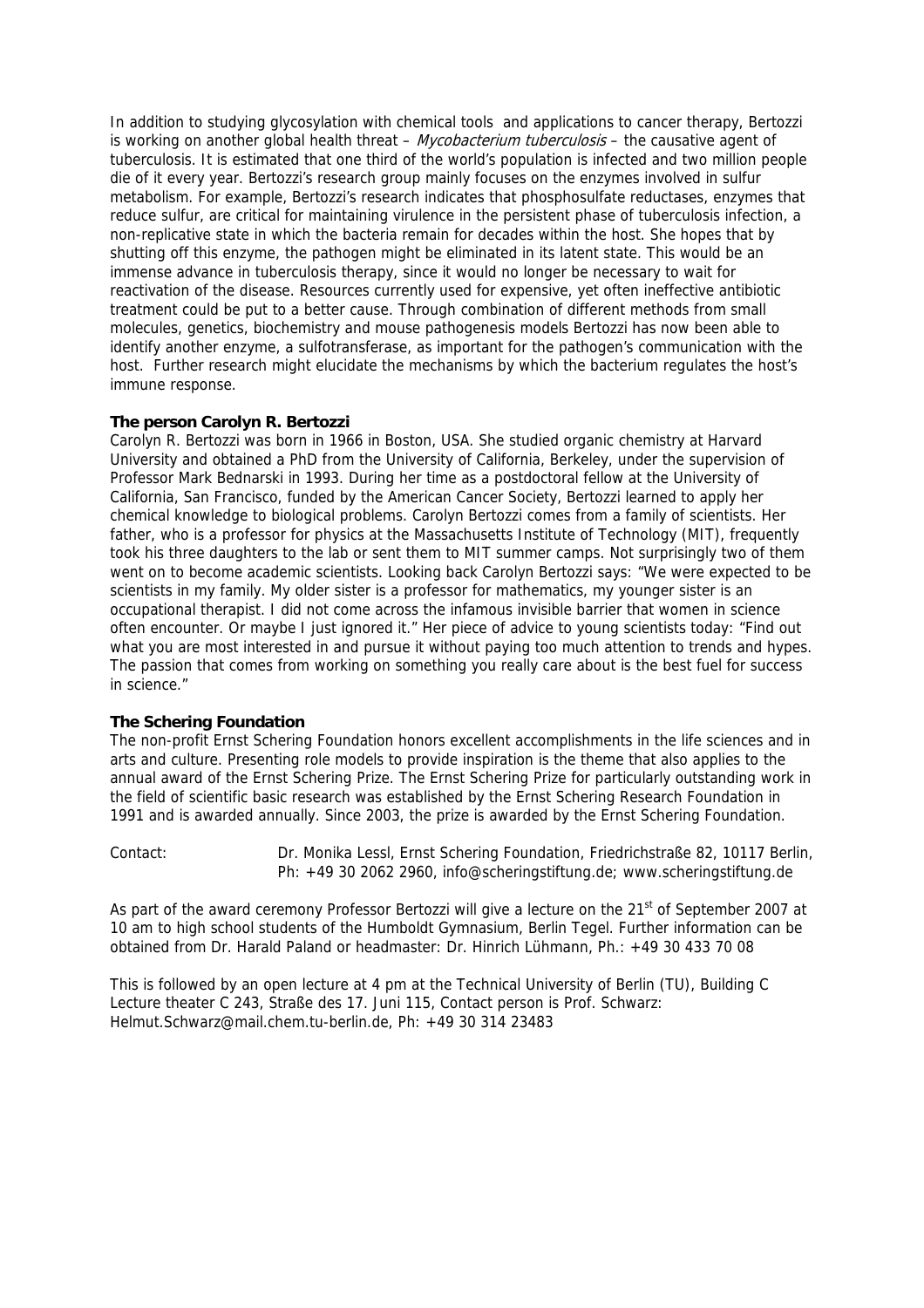In addition to studying glycosylation with chemical tools and applications to cancer therapy, Bertozzi is working on another global health threat – *Mycobacterium tuberculosis* – the causative agent of tuberculosis. It is estimated that one third of the world's population is infected and two million people die of it every year. Bertozzi's research group mainly focuses on the enzymes involved in sulfur metabolism. For example, Bertozzi's research indicates that phosphosulfate reductases, enzymes that reduce sulfur, are critical for maintaining virulence in the persistent phase of tuberculosis infection, a non-replicative state in which the bacteria remain for decades within the host. She hopes that by shutting off this enzyme, the pathogen might be eliminated in its latent state. This would be an immense advance in tuberculosis therapy, since it would no longer be necessary to wait for reactivation of the disease. Resources currently used for expensive, yet often ineffective antibiotic treatment could be put to a better cause. Through combination of different methods from small molecules, genetics, biochemistry and mouse pathogenesis models Bertozzi has now been able to identify another enzyme, a sulfotransferase, as important for the pathogen's communication with the host. Further research might elucidate the mechanisms by which the bacterium regulates the host's immune response.

**The person Carolyn R. Bertozzi**

Carolyn R. Bertozzi was born in 1966 in Boston, USA. She studied organic chemistry at Harvard University and obtained a PhD from the University of California, Berkeley, under the supervision of Professor Mark Bednarski in 1993. During her time as a postdoctoral fellow at the University of California, San Francisco, funded by the American Cancer Society, Bertozzi learned to apply her chemical knowledge to biological problems. Carolyn Bertozzi comes from a family of scientists. Her father, who is a professor for physics at the Massachusetts Institute of Technology (MIT), frequently took his three daughters to the lab or sent them to MIT summer camps. Not surprisingly two of them went on to become academic scientists. Looking back Carolyn Bertozzi says: "We were expected to be scientists in my family. My older sister is a professor for mathematics, my younger sister is an occupational therapist. I did not come across the infamous invisible barrier that women in science often encounter. Or maybe I just ignored it." Her piece of advice to young scientists today: "Find out what you are most interested in and pursue it without paying too much attention to trends and hypes. The passion that comes from working on something you really care about is the best fuel for success in science."

**The Schering Foundation**

The non-profit Ernst Schering Foundation honors excellent accomplishments in the life sciences and in arts and culture. Presenting role models to provide inspiration is the theme that also applies to the annual award of the Ernst Schering Prize. The Ernst Schering Prize for particularly outstanding work in the field of scientific basic research was established by the Ernst Schering Research Foundation in 1991 and is awarded annually. Since 2003, the prize is awarded by the Ernst Schering Foundation.

Contact: Dr. Monika Lessl, Ernst Schering Foundation, Friedrichstraße 82, 10117 Berlin, Ph: +49 30 2062 2960, info@scheringstiftung.de; www.scheringstiftung.de

As part of the award ceremony Professor Bertozzi will give a lecture on the 21st of September 2007 at 10 am to high school students of the Humboldt Gymnasium, Berlin Tegel. Further information can be obtained from Dr. Harald Paland or headmaster: Dr. Hinrich Lühmann, Ph.: +49 30 433 70 08

This is followed by an open lecture at 4 pm at the Technical University of Berlin (TU), Building C Lecture theater C 243, Straße des 17. Juni 115, Contact person is Prof. Schwarz: Helmut.Schwarz@mail.chem.tu-berlin.de, Ph: +49 30 314 23483